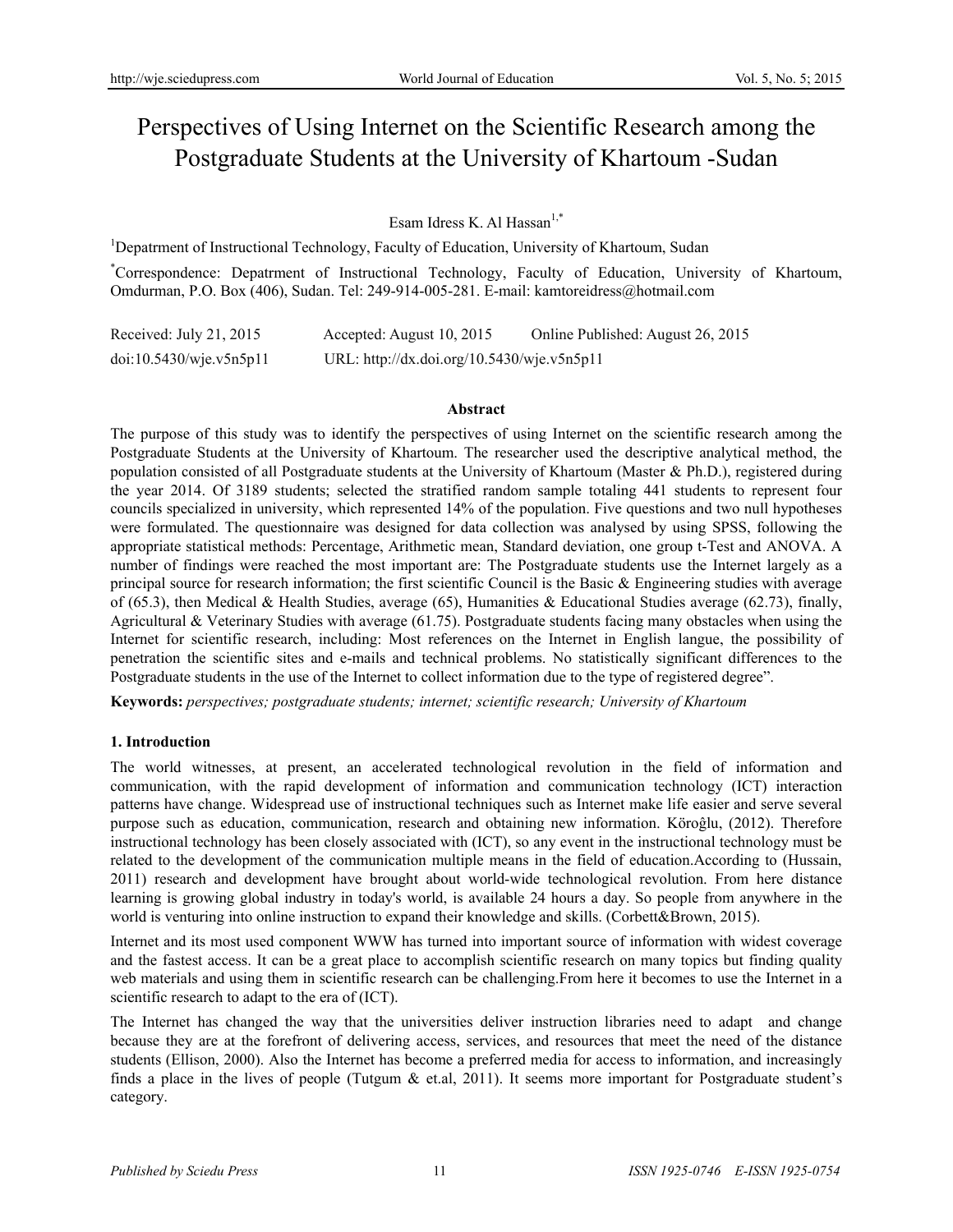# Perspectives of Using Internet on the Scientific Research among the Postgraduate Students at the University of Khartoum -Sudan

Esam Idress K. Al Hassan[1,*]

[1]Depatrment of Instructional Technology, Faculty of Education, University of Khartoum, Sudan

[*]Correspondence: Depatrment of Instructional Technology, Faculty of Education, University of Khartoum, Omdurman, P.O. Box (406), Sudan. Tel: 249-914-005-281. E-mail: kamtoreidress@hotmail.com

Received: July 21, 2015 Accepted: August 10, 2015 Online Published: August 26, 2015

doi:10.5430/wje.v5n5p11 URL: http://dx.doi.org/10.5430/wje.v5n5p11

## Abstract

The purpose of this study was to identify the perspectives of using Internet on the scientific research among the Postgraduate Students at the University of Khartoum. The researcher used the descriptive analytical method, the population consisted of all Postgraduate students at the University of Khartoum (Master & Ph.D.), registered during the year 2014. Of 3189 students; selected the stratified random sample totaling 441 students to represent four councils specialized in university, which represented 14% of the population. Five questions and two null hypotheses were formulated. The questionnaire was designed for data collection was analysed by using SPSS, following the appropriate statistical methods: Percentage, Arithmetic mean, Standard deviation, one group t-Test and ANOVA. A number of findings were reached the most important are: The Postgraduate students use the Internet largely as a principal source for research information; the first scientific Council is the Basic & Engineering studies with average of (65.3), then Medical & Health Studies, average (65), Humanities & Educational Studies average (62.73), finally, Agricultural & Veterinary Studies with average (61.75). Postgraduate students facing many obstacles when using the Internet for scientific research, including: Most references on the Internet in English langue, the possibility of penetration the scientific sites and e-mails and technical problems. No statistically significant differences to the Postgraduate students in the use of the Internet to collect information due to the type of registered degree".

**Keywords:** *perspectives; postgraduate students; internet; scientific research; University of Khartoum*

## 1. Introduction

The world witnesses, at present, an accelerated technological revolution in the field of information and communication, with the rapid development of information and communication technology (ICT) interaction patterns have change. Widespread use of instructional techniques such as Internet make life easier and serve several purpose such as education, communication, research and obtaining new information. Köroĝlu, (2012). Therefore instructional technology has been closely associated with (ICT), so any event in the instructional technology must be related to the development of the communication multiple means in the field of education.According to (Hussain, 2011) research and development have brought about world-wide technological revolution. From here distance learning is growing global industry in today's world, is available 24 hours a day. So people from anywhere in the world is venturing into online instruction to expand their knowledge and skills. (Corbett&Brown, 2015).

Internet and its most used component WWW has turned into important source of information with widest coverage and the fastest access. It can be a great place to accomplish scientific research on many topics but finding quality web materials and using them in scientific research can be challenging.From here it becomes to use the Internet in a scientific research to adapt to the era of (ICT).

The Internet has changed the way that the universities deliver instruction libraries need to adapt and change because they are at the forefront of delivering access, services, and resources that meet the need of the distance students (Ellison, 2000). Also the Internet has become a preferred media for access to information, and increasingly finds a place in the lives of people (Tutgum & et.al, 2011). It seems more important for Postgraduate student's category.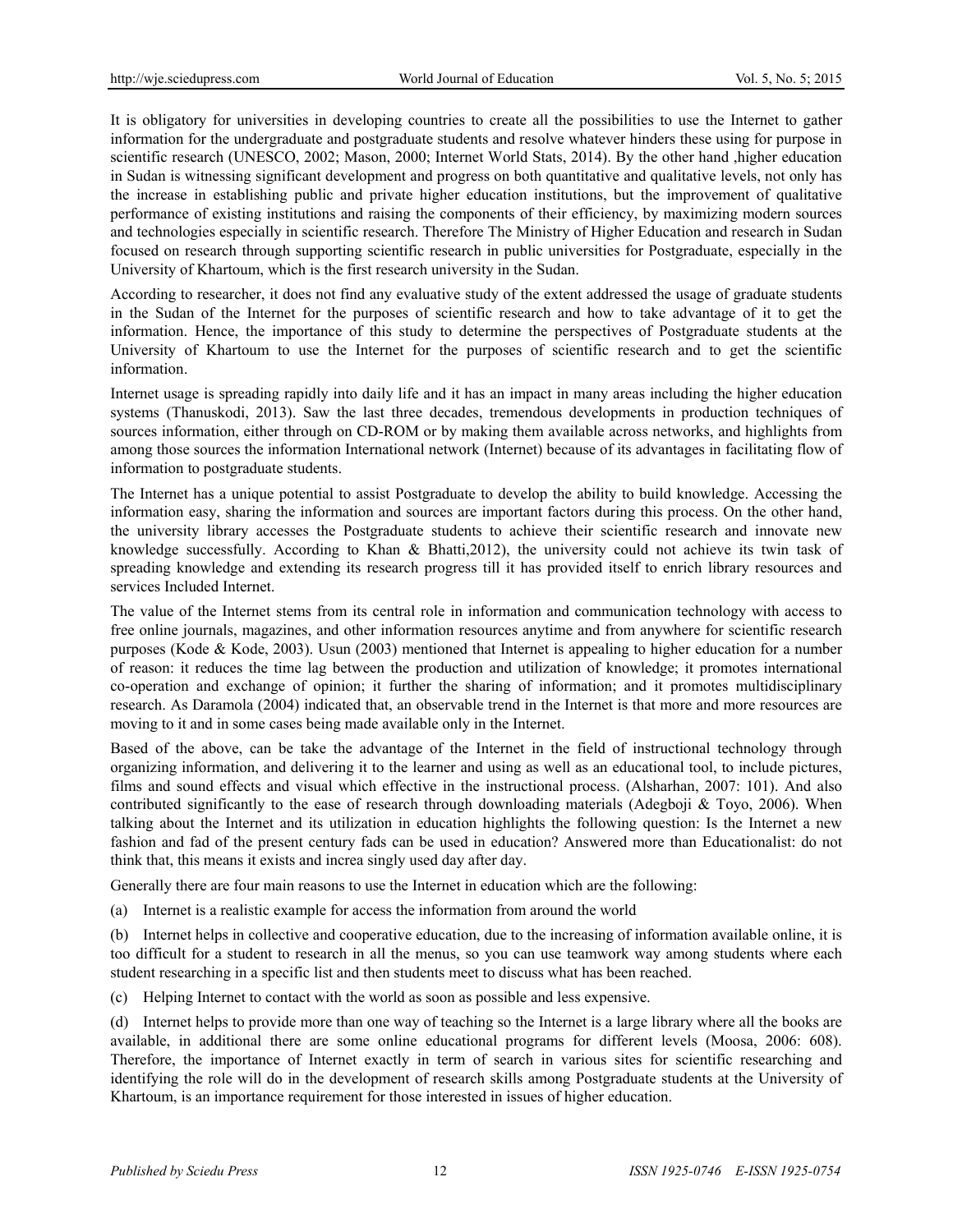It is obligatory for universities in developing countries to create all the possibilities to use the Internet to gather information for the undergraduate and postgraduate students and resolve whatever hinders these using for purpose in scientific research (UNESCO, 2002; Mason, 2000; Internet World Stats, 2014). By the other hand ,higher education in Sudan is witnessing significant development and progress on both quantitative and qualitative levels, not only has the increase in establishing public and private higher education institutions, but the improvement of qualitative performance of existing institutions and raising the components of their efficiency, by maximizing modern sources and technologies especially in scientific research. Therefore The Ministry of Higher Education and research in Sudan focused on research through supporting scientific research in public universities for Postgraduate, especially in the University of Khartoum, which is the first research university in the Sudan.

According to researcher, it does not find any evaluative study of the extent addressed the usage of graduate students in the Sudan of the Internet for the purposes of scientific research and how to take advantage of it to get the information. Hence, the importance of this study to determine the perspectives of Postgraduate students at the University of Khartoum to use the Internet for the purposes of scientific research and to get the scientific information.

Internet usage is spreading rapidly into daily life and it has an impact in many areas including the higher education systems (Thanuskodi, 2013). Saw the last three decades, tremendous developments in production techniques of sources information, either through on CD-ROM or by making them available across networks, and highlights from among those sources the information International network (Internet) because of its advantages in facilitating flow of information to postgraduate students.

The Internet has a unique potential to assist Postgraduate to develop the ability to build knowledge. Accessing the information easy, sharing the information and sources are important factors during this process. On the other hand, the university library accesses the Postgraduate students to achieve their scientific research and innovate new knowledge successfully. According to Khan & Bhatti,2012), the university could not achieve its twin task of spreading knowledge and extending its research progress till it has provided itself to enrich library resources and services Included Internet.

The value of the Internet stems from its central role in information and communication technology with access to free online journals, magazines, and other information resources anytime and from anywhere for scientific research purposes (Kode & Kode, 2003). Usun (2003) mentioned that Internet is appealing to higher education for a number of reason: it reduces the time lag between the production and utilization of knowledge; it promotes international co-operation and exchange of opinion; it further the sharing of information; and it promotes multidisciplinary research. As Daramola (2004) indicated that, an observable trend in the Internet is that more and more resources are moving to it and in some cases being made available only in the Internet.

Based of the above, can be take the advantage of the Internet in the field of instructional technology through organizing information, and delivering it to the learner and using as well as an educational tool, to include pictures, films and sound effects and visual which effective in the instructional process. (Alsharhan, 2007: 101). And also contributed significantly to the ease of research through downloading materials (Adegboji & Toyo, 2006). When talking about the Internet and its utilization in education highlights the following question: Is the Internet a new fashion and fad of the present century fads can be used in education? Answered more than Educationalist: do not think that, this means it exists and increa singly used day after day.

Generally there are four main reasons to use the Internet in education which are the following:

(a) Internet is a realistic example for access the information from around the world

(b) Internet helps in collective and cooperative education, due to the increasing of information available online, it is too difficult for a student to research in all the menus, so you can use teamwork way among students where each student researching in a specific list and then students meet to discuss what has been reached.

(c) Helping Internet to contact with the world as soon as possible and less expensive.

(d) Internet helps to provide more than one way of teaching so the Internet is a large library where all the books are available, in additional there are some online educational programs for different levels (Moosa, 2006: 608). Therefore, the importance of Internet exactly in term of search in various sites for scientific researching and identifying the role will do in the development of research skills among Postgraduate students at the University of Khartoum, is an importance requirement for those interested in issues of higher education.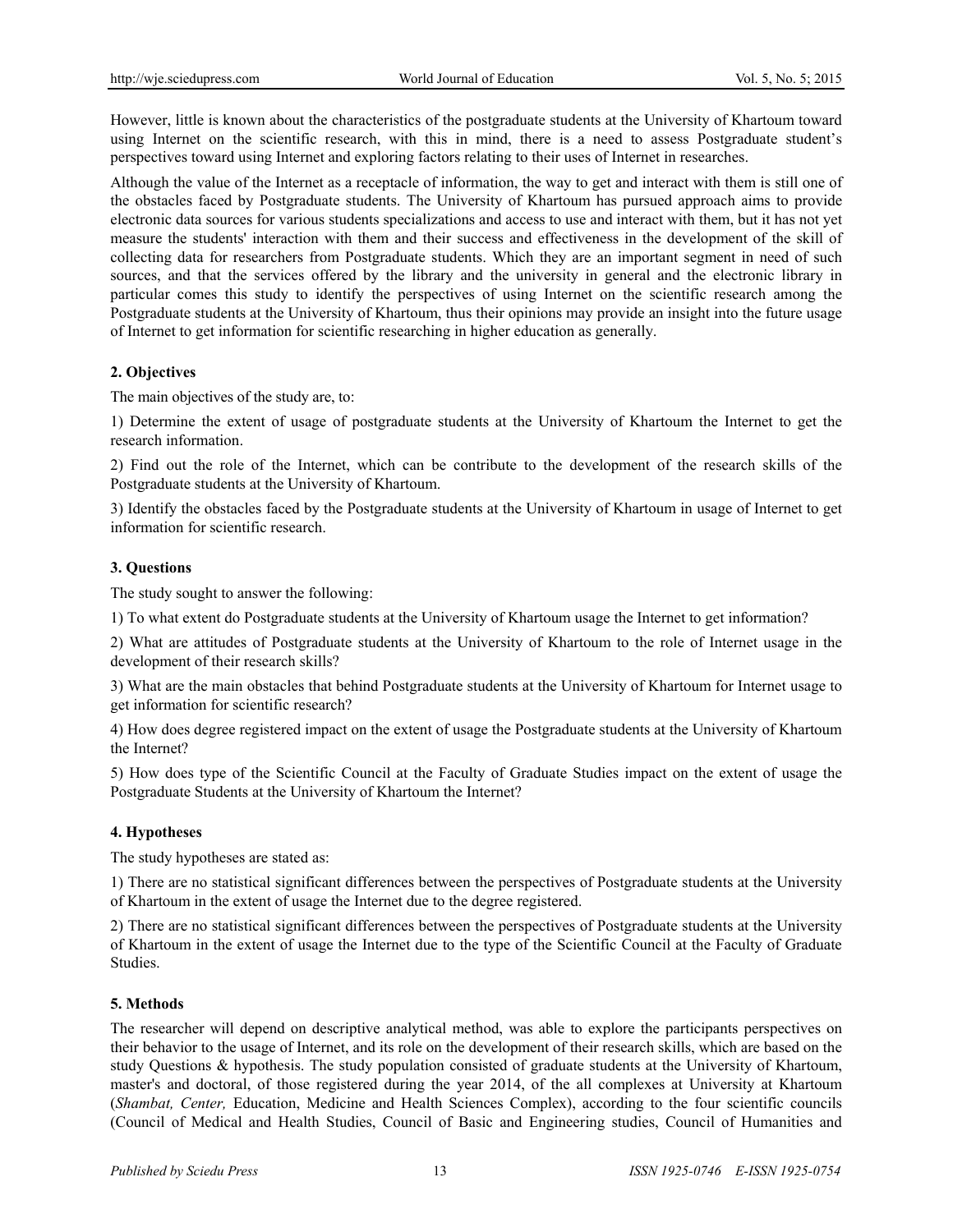However, little is known about the characteristics of the postgraduate students at the University of Khartoum toward using Internet on the scientific research, with this in mind, there is a need to assess Postgraduate student's perspectives toward using Internet and exploring factors relating to their uses of Internet in researches.

Although the value of the Internet as a receptacle of information, the way to get and interact with them is still one of the obstacles faced by Postgraduate students. The University of Khartoum has pursued approach aims to provide electronic data sources for various students specializations and access to use and interact with them, but it has not yet measure the students' interaction with them and their success and effectiveness in the development of the skill of collecting data for researchers from Postgraduate students. Which they are an important segment in need of such sources, and that the services offered by the library and the university in general and the electronic library in particular comes this study to identify the perspectives of using Internet on the scientific research among the Postgraduate students at the University of Khartoum, thus their opinions may provide an insight into the future usage of Internet to get information for scientific researching in higher education as generally.

## 2. Objectives

The main objectives of the study are, to:

1) Determine the extent of usage of postgraduate students at the University of Khartoum the Internet to get the research information.

2) Find out the role of the Internet, which can be contribute to the development of the research skills of the Postgraduate students at the University of Khartoum.

3) Identify the obstacles faced by the Postgraduate students at the University of Khartoum in usage of Internet to get information for scientific research.

## 3. Questions

The study sought to answer the following:

1) To what extent do Postgraduate students at the University of Khartoum usage the Internet to get information?

2) What are attitudes of Postgraduate students at the University of Khartoum to the role of Internet usage in the development of their research skills?

3) What are the main obstacles that behind Postgraduate students at the University of Khartoum for Internet usage to get information for scientific research?

4) How does degree registered impact on the extent of usage the Postgraduate students at the University of Khartoum the Internet?

5) How does type of the Scientific Council at the Faculty of Graduate Studies impact on the extent of usage the Postgraduate Students at the University of Khartoum the Internet?

## 4. Hypotheses

The study hypotheses are stated as:

1) There are no statistical significant differences between the perspectives of Postgraduate students at the University of Khartoum in the extent of usage the Internet due to the degree registered.

2) There are no statistical significant differences between the perspectives of Postgraduate students at the University of Khartoum in the extent of usage the Internet due to the type of the Scientific Council at the Faculty of Graduate Studies.

## 5. Methods

The researcher will depend on descriptive analytical method, was able to explore the participants perspectives on their behavior to the usage of Internet, and its role on the development of their research skills, which are based on the study Questions & hypothesis. The study population consisted of graduate students at the University of Khartoum, master's and doctoral, of those registered during the year 2014, of the all complexes at University at Khartoum (*Shambat, Center,* Education, Medicine and Health Sciences Complex), according to the four scientific councils (Council of Medical and Health Studies, Council of Basic and Engineering studies, Council of Humanities and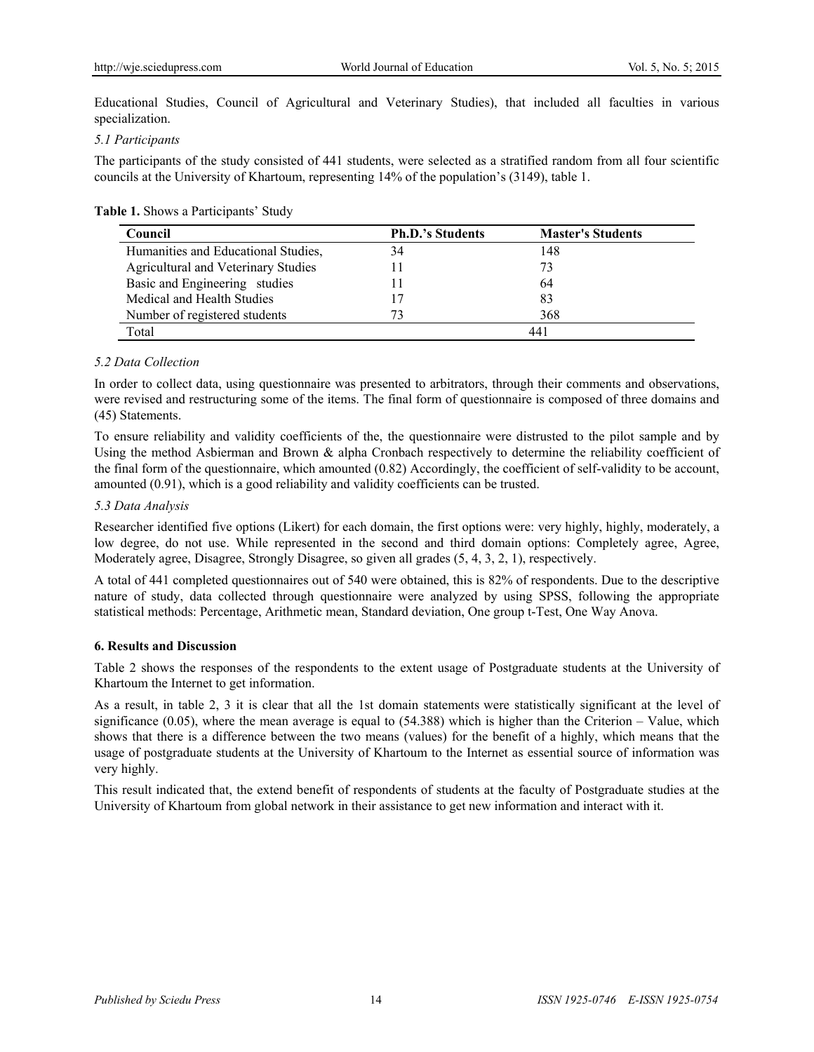Educational Studies, Council of Agricultural and Veterinary Studies), that included all faculties in various specialization.

### *5.1 Participants*

The participants of the study consisted of 441 students, were selected as a stratified random from all four scientific councils at the University of Khartoum, representing 14% of the population's (3149), table 1.

**Table 1.** Shows a Participants' Study

| Council | Ph.D.'s Students | Master's Students |
|---|---|---|
| Humanities and Educational Studies, | 34 | 148 |
| Agricultural and Veterinary Studies | 11 | 73 |
| Basic and Engineering studies | 11 | 64 |
| Medical and Health Studies | 17 | 83 |
| Number of registered students | 73 | 368 |
| Total | 441 | |

### *5.2 Data Collection*

In order to collect data, using questionnaire was presented to arbitrators, through their comments and observations, were revised and restructuring some of the items. The final form of questionnaire is composed of three domains and (45) Statements.

To ensure reliability and validity coefficients of the, the questionnaire were distrusted to the pilot sample and by Using the method Asbierman and Brown & alpha Cronbach respectively to determine the reliability coefficient of the final form of the questionnaire, which amounted (0.82) Accordingly, the coefficient of self-validity to be account, amounted (0.91), which is a good reliability and validity coefficients can be trusted.

### *5.3 Data Analysis*

Researcher identified five options (Likert) for each domain, the first options were: very highly, highly, moderately, a low degree, do not use. While represented in the second and third domain options: Completely agree, Agree, Moderately agree, Disagree, Strongly Disagree, so given all grades (5, 4, 3, 2, 1), respectively.

A total of 441 completed questionnaires out of 540 were obtained, this is 82% of respondents. Due to the descriptive nature of study, data collected through questionnaire were analyzed by using SPSS, following the appropriate statistical methods: Percentage, Arithmetic mean, Standard deviation, One group t-Test, One Way Anova.

## **6. Results and Discussion**

Table 2 shows the responses of the respondents to the extent usage of Postgraduate students at the University of Khartoum the Internet to get information.

As a result, in table 2, 3 it is clear that all the 1st domain statements were statistically significant at the level of significance (0.05), where the mean average is equal to (54.388) which is higher than the Criterion – Value, which shows that there is a difference between the two means (values) for the benefit of a highly, which means that the usage of postgraduate students at the University of Khartoum to the Internet as essential source of information was very highly.

This result indicated that, the extend benefit of respondents of students at the faculty of Postgraduate studies at the University of Khartoum from global network in their assistance to get new information and interact with it.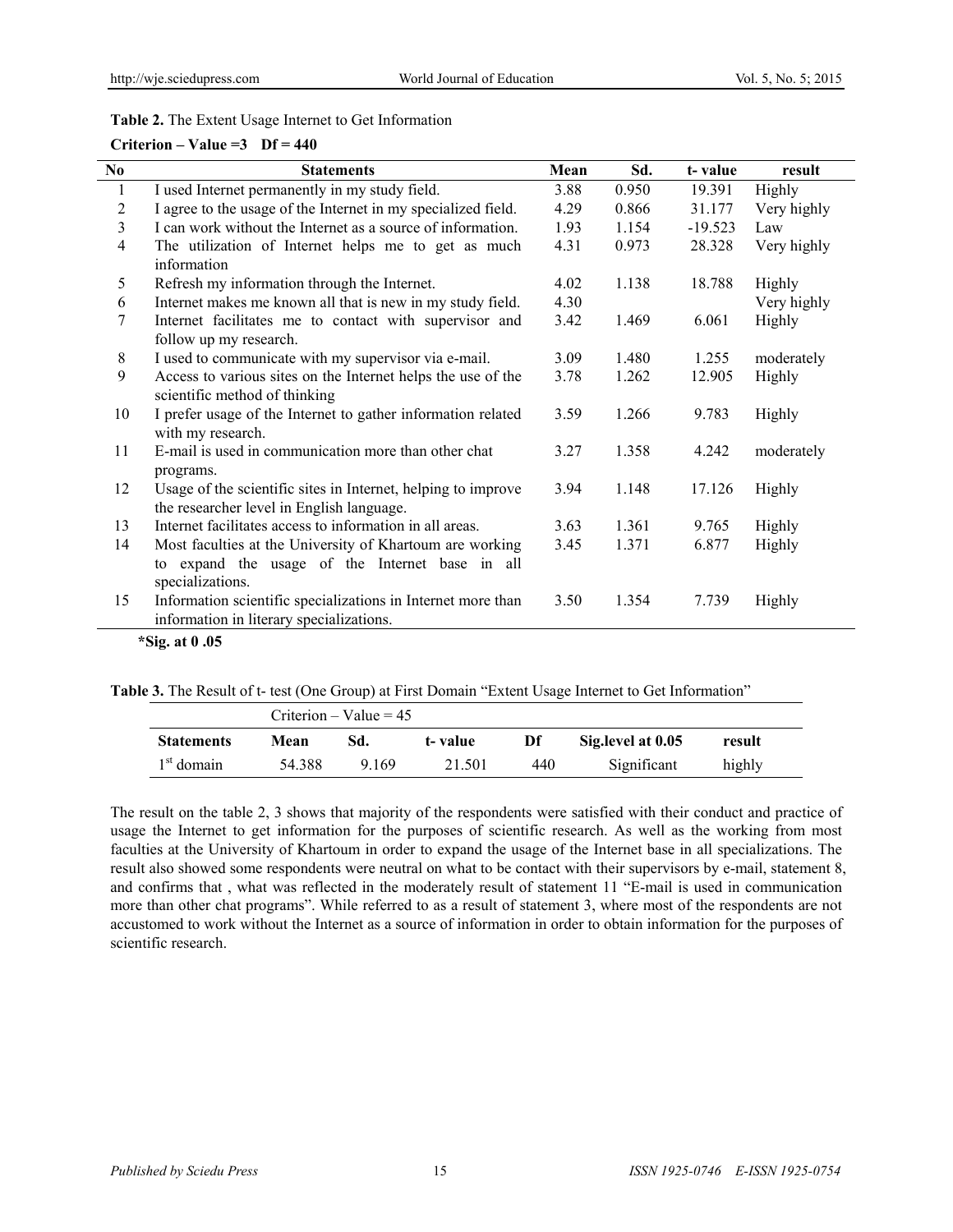**Table 2.** The Extent Usage Internet to Get Information

**Criterion – Value =3 Df = 440**

| No | Statements | Mean | Sd. | t- value | result |
|---|---|---|---|---|---|
| 1 | I used Internet permanently in my study field. | 3.88 | 0.950 | 19.391 | Highly |
| 2 | I agree to the usage of the Internet in my specialized field. | 4.29 | 0.866 | 31.177 | Very highly |
| 3 | I can work without the Internet as a source of information. | 1.93 | 1.154 | -19.523 | Law |
| 4 | The utilization of Internet helps me to get as much information | 4.31 | 0.973 | 28.328 | Very highly |
| 5 | Refresh my information through the Internet. | 4.02 | 1.138 | 18.788 | Highly |
| 6 | Internet makes me known all that is new in my study field. | 4.30 | | | Very highly |
| 7 | Internet facilitates me to contact with supervisor and follow up my research. | 3.42 | 1.469 | 6.061 | Highly |
| 8 | I used to communicate with my supervisor via e-mail. | 3.09 | 1.480 | 1.255 | moderately |
| 9 | Access to various sites on the Internet helps the use of the scientific method of thinking | 3.78 | 1.262 | 12.905 | Highly |
| 10 | I prefer usage of the Internet to gather information related with my research. | 3.59 | 1.266 | 9.783 | Highly |
| 11 | E-mail is used in communication more than other chat programs. | 3.27 | 1.358 | 4.242 | moderately |
| 12 | Usage of the scientific sites in Internet, helping to improve the researcher level in English language. | 3.94 | 1.148 | 17.126 | Highly |
| 13 | Internet facilitates access to information in all areas. | 3.63 | 1.361 | 9.765 | Highly |
| 14 | Most faculties at the University of Khartoum are working to expand the usage of the Internet base in all specializations. | 3.45 | 1.371 | 6.877 | Highly |
| 15 | Information scientific specializations in Internet more than information in literary specializations. | 3.50 | 1.354 | 7.739 | Highly |

***Sig. at 0 .05**

**Table 3.** The Result of t- test (One Group) at First Domain "Extent Usage Internet to Get Information"

| | Criterion – Value = 45 | | | | | |
|---|---|---|---|---|---|---|
| **Statements** | **Mean** | **Sd.** | **t- value** | **Df** | **Sig.level at 0.05** | **result** |
| 1st domain | 54.388 | 9.169 | 21.501 | 440 | Significant | highly |

The result on the table 2, 3 shows that majority of the respondents were satisfied with their conduct and practice of usage the Internet to get information for the purposes of scientific research. As well as the working from most faculties at the University of Khartoum in order to expand the usage of the Internet base in all specializations. The result also showed some respondents were neutral on what to be contact with their supervisors by e-mail, statement 8, and confirms that , what was reflected in the moderately result of statement 11 "E-mail is used in communication more than other chat programs". While referred to as a result of statement 3, where most of the respondents are not accustomed to work without the Internet as a source of information in order to obtain information for the purposes of scientific research.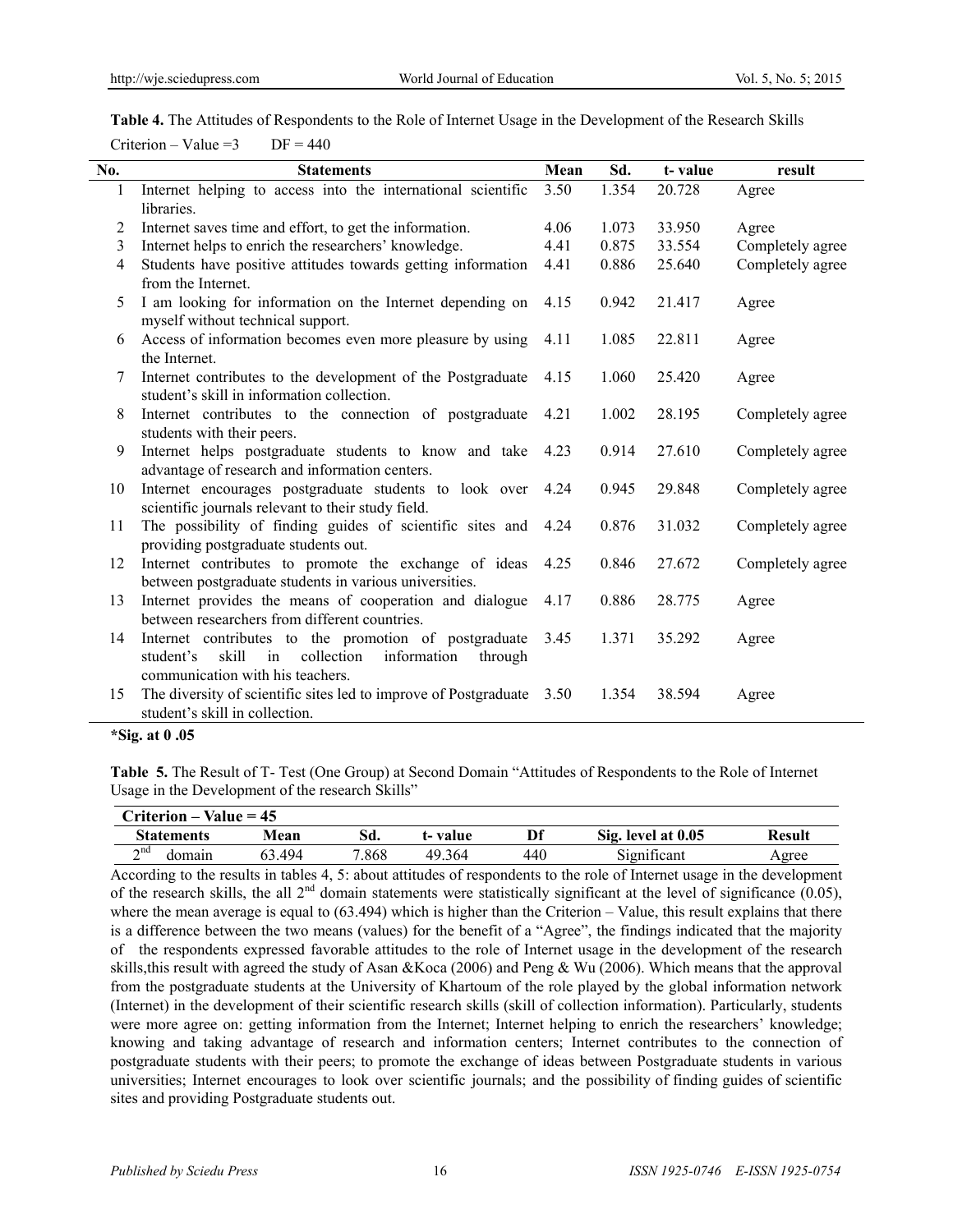**Table 4.** The Attitudes of Respondents to the Role of Internet Usage in the Development of the Research Skills

Criterion – Value =3 DF = 440

| No. | Statements | Mean | Sd. | t- value | result |
|---|---|---|---|---|---|
| 1 | Internet helping to access into the international scientific libraries. | 3.50 | 1.354 | 20.728 | Agree |
| 2 | Internet saves time and effort, to get the information. | 4.06 | 1.073 | 33.950 | Agree |
| 3 | Internet helps to enrich the researchers' knowledge. | 4.41 | 0.875 | 33.554 | Completely agree |
| 4 | Students have positive attitudes towards getting information from the Internet. | 4.41 | 0.886 | 25.640 | Completely agree |
| 5 | I am looking for information on the Internet depending on myself without technical support. | 4.15 | 0.942 | 21.417 | Agree |
| 6 | Access of information becomes even more pleasure by using the Internet. | 4.11 | 1.085 | 22.811 | Agree |
| 7 | Internet contributes to the development of the Postgraduate student's skill in information collection. | 4.15 | 1.060 | 25.420 | Agree |
| 8 | Internet contributes to the connection of postgraduate students with their peers. | 4.21 | 1.002 | 28.195 | Completely agree |
| 9 | Internet helps postgraduate students to know and take advantage of research and information centers. | 4.23 | 0.914 | 27.610 | Completely agree |
| 10 | Internet encourages postgraduate students to look over scientific journals relevant to their study field. | 4.24 | 0.945 | 29.848 | Completely agree |
| 11 | The possibility of finding guides of scientific sites and providing postgraduate students out. | 4.24 | 0.876 | 31.032 | Completely agree |
| 12 | Internet contributes to promote the exchange of ideas between postgraduate students in various universities. | 4.25 | 0.846 | 27.672 | Completely agree |
| 13 | Internet provides the means of cooperation and dialogue between researchers from different countries. | 4.17 | 0.886 | 28.775 | Agree |
| 14 | Internet contributes to the promotion of postgraduate student's skill in collection information through communication with his teachers. | 3.45 | 1.371 | 35.292 | Agree |
| 15 | The diversity of scientific sites led to improve of Postgraduate student's skill in collection. | 3.50 | 1.354 | 38.594 | Agree |

**\*Sig. at 0 .05**

**Table 5.** The Result of T- Test (One Group) at Second Domain "Attitudes of Respondents to the Role of Internet Usage in the Development of the research Skills"

| **Criterion – Value = 45** | | | | | | |
|---|---|---|---|---|---|---|
| **Statements** | **Mean** | **Sd.** | **t- value** | **Df** | **Sig. level at 0.05** | **Result** |
| 2nd domain | 63.494 | 7.868 | 49.364 | 440 | Significant | Agree |

According to the results in tables 4, 5: about attitudes of respondents to the role of Internet usage in the development of the research skills, the all 2nd domain statements were statistically significant at the level of significance (0.05), where the mean average is equal to (63.494) which is higher than the Criterion – Value, this result explains that there is a difference between the two means (values) for the benefit of a "Agree", the findings indicated that the majority of the respondents expressed favorable attitudes to the role of Internet usage in the development of the research skills,this result with agreed the study of Asan &Koca (2006) and Peng & Wu (2006). Which means that the approval from the postgraduate students at the University of Khartoum of the role played by the global information network (Internet) in the development of their scientific research skills (skill of collection information). Particularly, students were more agree on: getting information from the Internet; Internet helping to enrich the researchers' knowledge; knowing and taking advantage of research and information centers; Internet contributes to the connection of postgraduate students with their peers; to promote the exchange of ideas between Postgraduate students in various universities; Internet encourages to look over scientific journals; and the possibility of finding guides of scientific sites and providing Postgraduate students out.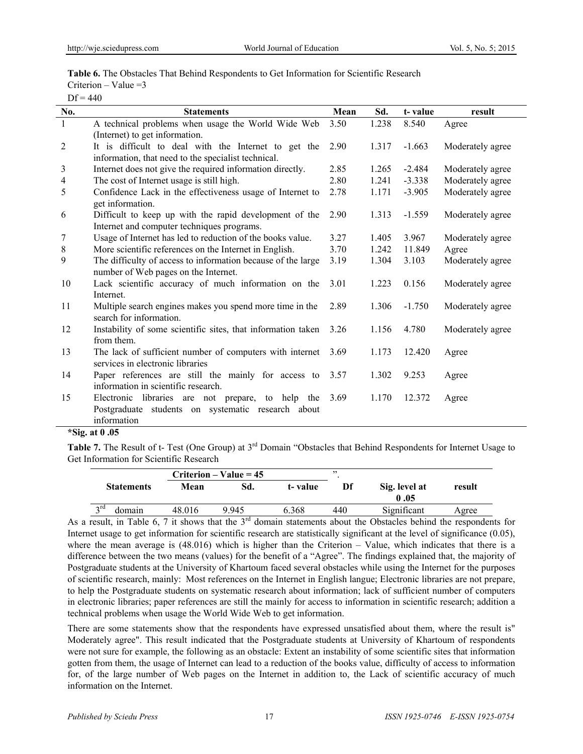**Table 6.** The Obstacles That Behind Respondents to Get Information for Scientific Research
Criterion – Value =3
Df = 440

| No. | Statements | Mean | Sd. | t- value | result |
|---|---|---|---|---|---|
| 1 | A technical problems when usage the World Wide Web (Internet) to get information. | 3.50 | 1.238 | 8.540 | Agree |
| 2 | It is difficult to deal with the Internet to get the information, that need to the specialist technical. | 2.90 | 1.317 | -1.663 | Moderately agree |
| 3 | Internet does not give the required information directly. | 2.85 | 1.265 | -2.484 | Moderately agree |
| 4 | The cost of Internet usage is still high. | 2.80 | 1.241 | -3.338 | Moderately agree |
| 5 | Confidence Lack in the effectiveness usage of Internet to get information. | 2.78 | 1.171 | -3.905 | Moderately agree |
| 6 | Difficult to keep up with the rapid development of the Internet and computer techniques programs. | 2.90 | 1.313 | -1.559 | Moderately agree |
| 7 | Usage of Internet has led to reduction of the books value. | 3.27 | 1.405 | 3.967 | Moderately agree |
| 8 | More scientific references on the Internet in English. | 3.70 | 1.242 | 11.849 | Agree |
| 9 | The difficulty of access to information because of the large number of Web pages on the Internet. | 3.19 | 1.304 | 3.103 | Moderately agree |
| 10 | Lack scientific accuracy of much information on the Internet. | 3.01 | 1.223 | 0.156 | Moderately agree |
| 11 | Multiple search engines makes you spend more time in the search for information. | 2.89 | 1.306 | -1.750 | Moderately agree |
| 12 | Instability of some scientific sites, that information taken from them. | 3.26 | 1.156 | 4.780 | Moderately agree |
| 13 | The lack of sufficient number of computers with internet services in electronic libraries | 3.69 | 1.173 | 12.420 | Agree |
| 14 | Paper references are still the mainly for access to information in scientific research. | 3.57 | 1.302 | 9.253 | Agree |
| 15 | Electronic libraries are not prepare, to help the Postgraduate students on systematic research about information | 3.69 | 1.170 | 12.372 | Agree |

**\*Sig. at 0 .05**

**Table 7.** The Result of t- Test (One Group) at 3rd Domain "Obstacles that Behind Respondents for Internet Usage to Get Information for Scientific Research".

| Statements | Criterion – Value = 45 | | | | | |
|---|---|---|---|---|---|---|
| | Mean | Sd. | t- value | Df | Sig. level at 0 .05 | result |
| 3rd domain | 48.016 | 9.945 | 6.368 | 440 | Significant | Agree |

As a result, in Table 6, 7 it shows that the 3rd domain statements about the Obstacles behind the respondents for Internet usage to get information for scientific research are statistically significant at the level of significance (0.05), where the mean average is (48.016) which is higher than the Criterion – Value, which indicates that there is a difference between the two means (values) for the benefit of a "Agree". The findings explained that, the majority of Postgraduate students at the University of Khartoum faced several obstacles while using the Internet for the purposes of scientific research, mainly: Most references on the Internet in English langue; Electronic libraries are not prepare, to help the Postgraduate students on systematic research about information; lack of sufficient number of computers in electronic libraries; paper references are still the mainly for access to information in scientific research; addition a technical problems when usage the World Wide Web to get information.

There are some statements show that the respondents have expressed unsatisfied about them, where the result is" Moderately agree". This result indicated that the Postgraduate students at University of Khartoum of respondents were not sure for example, the following as an obstacle: Extent an instability of some scientific sites that information gotten from them, the usage of Internet can lead to a reduction of the books value, difficulty of access to information for, of the large number of Web pages on the Internet in addition to, the Lack of scientific accuracy of much information on the Internet.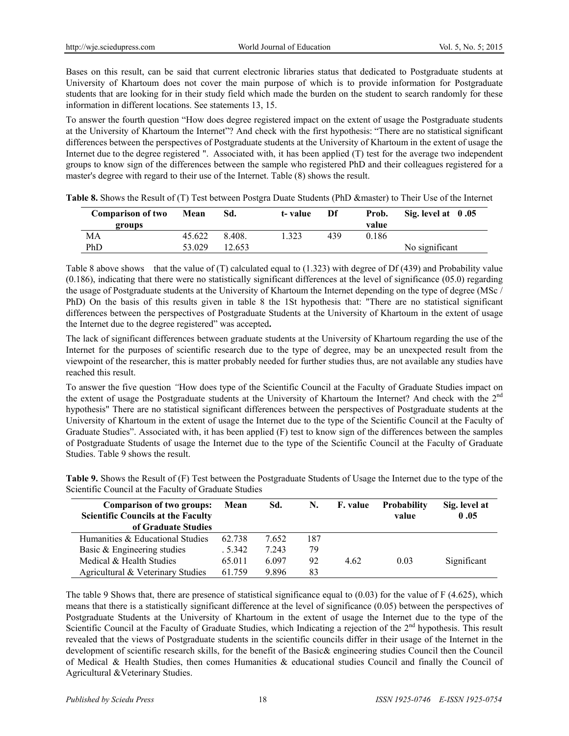Bases on this result, can be said that current electronic libraries status that dedicated to Postgraduate students at University of Khartoum does not cover the main purpose of which is to provide information for Postgraduate students that are looking for in their study field which made the burden on the student to search randomly for these information in different locations. See statements 13, 15.

To answer the fourth question "How does degree registered impact on the extent of usage the Postgraduate students at the University of Khartoum the Internet"? And check with the first hypothesis: "There are no statistical significant differences between the perspectives of Postgraduate students at the University of Khartoum in the extent of usage the Internet due to the degree registered ". Associated with, it has been applied (T) test for the average two independent groups to know sign of the differences between the sample who registered PhD and their colleagues registered for a master's degree with regard to their use of the Internet. Table (8) shows the result.

**Table 8.** Shows the Result of (T) Test between Postgra Duate Students (PhD &master) to Their Use of the Internet

| Comparison of two groups | Mean | Sd. | t- value | Df | Prob. value | Sig. level at 0 .05 |
|---|---|---|---|---|---|---|
| MA | 45.622 | 8.408. | 1.323 | 439 | 0.186 | |
| PhD | 53.029 | 12.653 | | | | No significant |

Table 8 above shows that the value of (T) calculated equal to (1.323) with degree of Df (439) and Probability value (0.186), indicating that there were no statistically significant differences at the level of significance (05.0) regarding the usage of Postgraduate students at the University of Khartoum the Internet depending on the type of degree (MSc / PhD) On the basis of this results given in table 8 the 1St hypothesis that: "There are no statistical significant differences between the perspectives of Postgraduate Students at the University of Khartoum in the extent of usage the Internet due to the degree registered" was accepted**.**

The lack of significant differences between graduate students at the University of Khartoum regarding the use of the Internet for the purposes of scientific research due to the type of degree, may be an unexpected result from the viewpoint of the researcher, this is matter probably needed for further studies thus, are not available any studies have reached this result.

To answer the five question *"*How does type of the Scientific Council at the Faculty of Graduate Studies impact on the extent of usage the Postgraduate students at the University of Khartoum the Internet? And check with the 2nd hypothesis" There are no statistical significant differences between the perspectives of Postgraduate students at the University of Khartoum in the extent of usage the Internet due to the type of the Scientific Council at the Faculty of Graduate Studies". Associated with, it has been applied (F) test to know sign of the differences between the samples of Postgraduate Students of usage the Internet due to the type of the Scientific Council at the Faculty of Graduate Studies. Table 9 shows the result.

**Table 9.** Shows the Result of (F) Test between the Postgraduate Students of Usage the Internet due to the type of the Scientific Council at the Faculty of Graduate Studies

| Comparison of two groups: Scientific Councils at the Faculty of Graduate Studies | Mean | Sd. | N. | F. value | Probability value | Sig. level at 0 .05 |
|---|---|---|---|---|---|---|
| Humanities & Educational Studies | 62.738 | 7.652 | 187 | | | |
| Basic & Engineering studies | . 5.342 | 7.243 | 79 | | | |
| Medical & Health Studies | 65.011 | 6.097 | 92 | 4.62 | 0.03 | Significant |
| Agricultural & Veterinary Studies | 61.759 | 9.896 | 83 | | | |

The table 9 Shows that, there are presence of statistical significance equal to (0.03) for the value of F (4.625), which means that there is a statistically significant difference at the level of significance (0.05) between the perspectives of Postgraduate Students at the University of Khartoum in the extent of usage the Internet due to the type of the Scientific Council at the Faculty of Graduate Studies, which Indicating a rejection of the 2nd hypothesis. This result revealed that the views of Postgraduate students in the scientific councils differ in their usage of the Internet in the development of scientific research skills, for the benefit of the Basic& engineering studies Council then the Council of Medical & Health Studies, then comes Humanities & educational studies Council and finally the Council of Agricultural &Veterinary Studies.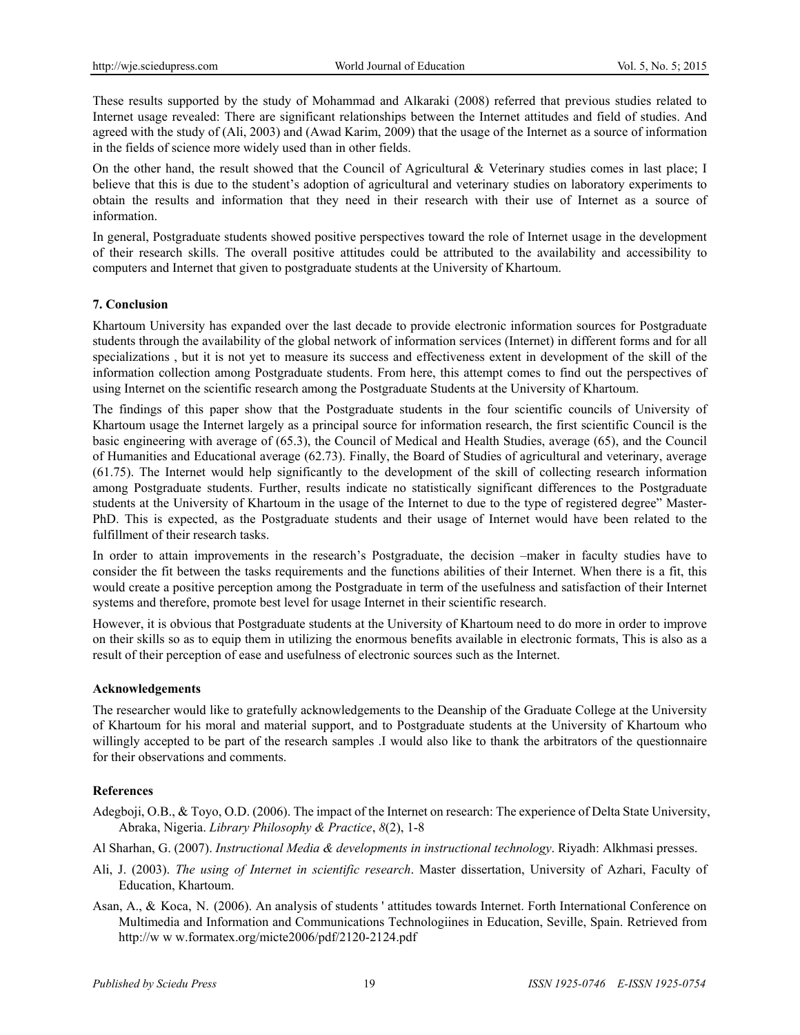These results supported by the study of Mohammad and Alkaraki (2008) referred that previous studies related to Internet usage revealed: There are significant relationships between the Internet attitudes and field of studies. And agreed with the study of (Ali, 2003) and (Awad Karim, 2009) that the usage of the Internet as a source of information in the fields of science more widely used than in other fields.

On the other hand, the result showed that the Council of Agricultural & Veterinary studies comes in last place; I believe that this is due to the student's adoption of agricultural and veterinary studies on laboratory experiments to obtain the results and information that they need in their research with their use of Internet as a source of information.

In general, Postgraduate students showed positive perspectives toward the role of Internet usage in the development of their research skills. The overall positive attitudes could be attributed to the availability and accessibility to computers and Internet that given to postgraduate students at the University of Khartoum.

## 7. Conclusion

Khartoum University has expanded over the last decade to provide electronic information sources for Postgraduate students through the availability of the global network of information services (Internet) in different forms and for all specializations , but it is not yet to measure its success and effectiveness extent in development of the skill of the information collection among Postgraduate students. From here, this attempt comes to find out the perspectives of using Internet on the scientific research among the Postgraduate Students at the University of Khartoum.

The findings of this paper show that the Postgraduate students in the four scientific councils of University of Khartoum usage the Internet largely as a principal source for information research, the first scientific Council is the basic engineering with average of (65.3), the Council of Medical and Health Studies, average (65), and the Council of Humanities and Educational average (62.73). Finally, the Board of Studies of agricultural and veterinary, average (61.75). The Internet would help significantly to the development of the skill of collecting research information among Postgraduate students. Further, results indicate no statistically significant differences to the Postgraduate students at the University of Khartoum in the usage of the Internet to due to the type of registered degree" Master-PhD. This is expected, as the Postgraduate students and their usage of Internet would have been related to the fulfillment of their research tasks.

In order to attain improvements in the research's Postgraduate, the decision –maker in faculty studies have to consider the fit between the tasks requirements and the functions abilities of their Internet. When there is a fit, this would create a positive perception among the Postgraduate in term of the usefulness and satisfaction of their Internet systems and therefore, promote best level for usage Internet in their scientific research.

However, it is obvious that Postgraduate students at the University of Khartoum need to do more in order to improve on their skills so as to equip them in utilizing the enormous benefits available in electronic formats, This is also as a result of their perception of ease and usefulness of electronic sources such as the Internet.

## Acknowledgements

The researcher would like to gratefully acknowledgements to the Deanship of the Graduate College at the University of Khartoum for his moral and material support, and to Postgraduate students at the University of Khartoum who willingly accepted to be part of the research samples .I would also like to thank the arbitrators of the questionnaire for their observations and comments.

## References

Adegboji, O.B., & Toyo, O.D. (2006). The impact of the Internet on research: The experience of Delta State University, Abraka, Nigeria. *Library Philosophy & Practice*, *8*(2), 1-8

Al Sharhan, G. (2007). *Instructional Media & developments in instructional technology*. Riyadh: Alkhmasi presses.

Ali, J. (2003). *The using of Internet in scientific research*. Master dissertation, University of Azhari, Faculty of Education, Khartoum.

Asan, A., & Koca, N. (2006). An analysis of students ' attitudes towards Internet. Forth International Conference on Multimedia and Information and Communications Technologiines in Education, Seville, Spain. Retrieved from http://w w w.formatex.org/micte2006/pdf/2120-2124.pdf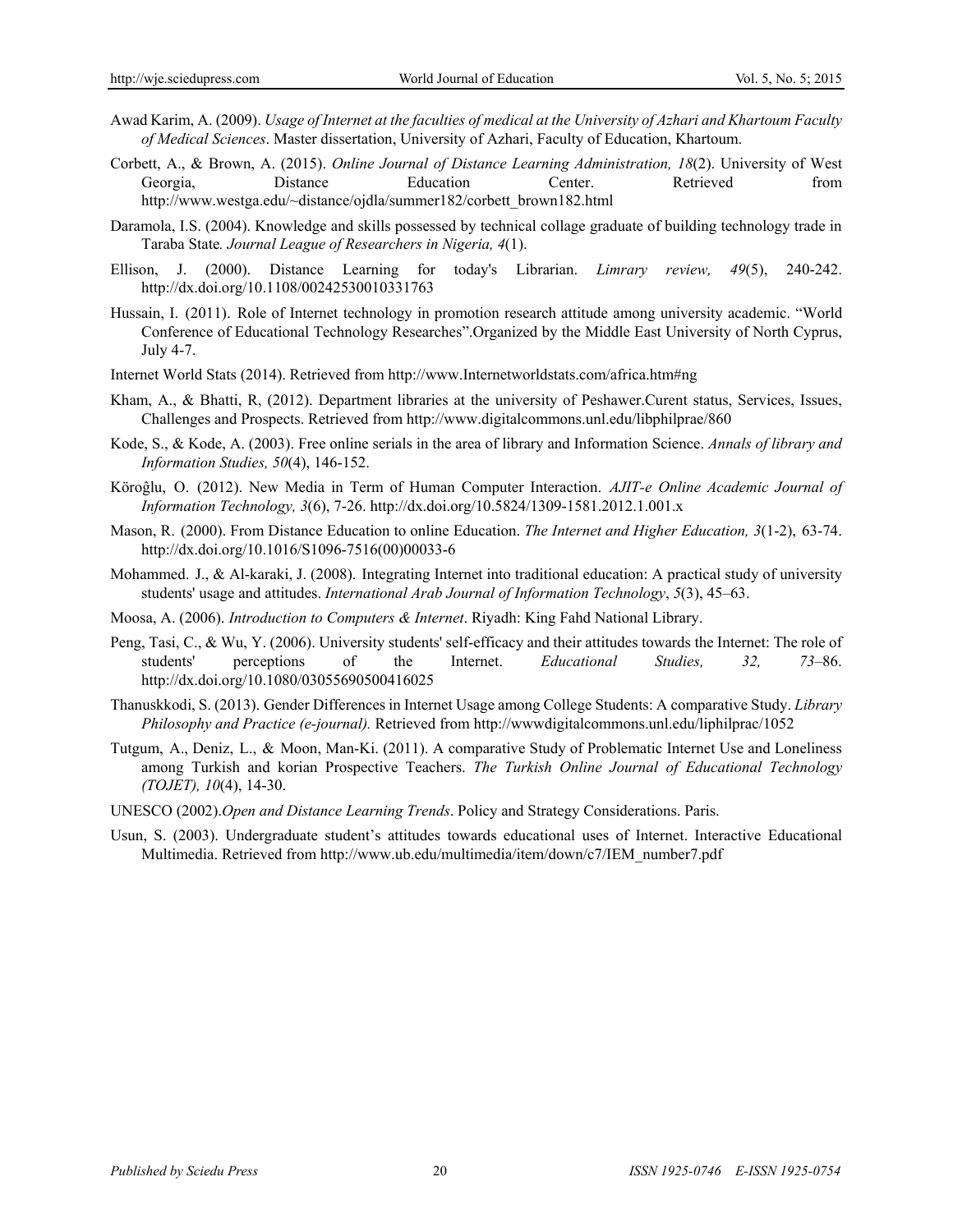Awad Karim, A. (2009). *Usage of Internet at the faculties of medical at the University of Azhari and Khartoum Faculty of Medical Sciences*. Master dissertation, University of Azhari, Faculty of Education, Khartoum.

Corbett, A., & Brown, A. (2015). *Online Journal of Distance Learning Administration, 18*(2). University of West Georgia, Distance Education Center. Retrieved from http://www.westga.edu/~distance/ojdla/summer182/corbett_brown182.html

Daramola, I.S. (2004). Knowledge and skills possessed by technical collage graduate of building technology trade in Taraba State. *Journal League of Researchers in Nigeria, 4*(1).

Ellison, J. (2000). Distance Learning for today's Librarian. *Limrary review, 49*(5), 240-242. http://dx.doi.org/10.1108/00242530010331763

Hussain, I. (2011). Role of Internet technology in promotion research attitude among university academic. "World Conference of Educational Technology Researches".Organized by the Middle East University of North Cyprus, July 4-7.

Internet World Stats (2014). Retrieved from http://www.Internetworldstats.com/africa.htm#ng

Kham, A., & Bhatti, R, (2012). Department libraries at the university of Peshawer.Curent status, Services, Issues, Challenges and Prospects. Retrieved from http://www.digitalcommons.unl.edu/libphilprae/860

Kode, S., & Kode, A. (2003). Free online serials in the area of library and Information Science. *Annals of library and Information Studies, 50*(4), 146-152.

Köroĝlu, O. (2012). New Media in Term of Human Computer Interaction. *AJIT-e Online Academic Journal of Information Technology, 3*(6), 7-26. http://dx.doi.org/10.5824/1309-1581.2012.1.001.x

Mason, R. (2000). From Distance Education to online Education. *The Internet and Higher Education, 3*(1-2), 63-74. http://dx.doi.org/10.1016/S1096-7516(00)00033-6

Mohammed. J., & Al-karaki, J. (2008). Integrating Internet into traditional education: A practical study of university students' usage and attitudes. *International Arab Journal of Information Technology*, *5*(3), 45–63.

Moosa, A. (2006). *Introduction to Computers & Internet*. Riyadh: King Fahd National Library.

Peng, Tasi, C., & Wu, Y. (2006). University students' self-efficacy and their attitudes towards the Internet: The role of students' perceptions of the Internet. *Educational Studies, 32, 73*–86. http://dx.doi.org/10.1080/03055690500416025

Thanuskkodi, S. (2013). Gender Differences in Internet Usage among College Students: A comparative Study. *Library Philosophy and Practice (e-journal).* Retrieved from http://wwwdigitalcommons.unl.edu/liphilprac/1052

Tutgum, A., Deniz, L., & Moon, Man-Ki. (2011). A comparative Study of Problematic Internet Use and Loneliness among Turkish and korian Prospective Teachers. *The Turkish Online Journal of Educational Technology (TOJET), 10*(4), 14-30.

UNESCO (2002).*Open and Distance Learning Trends*. Policy and Strategy Considerations. Paris.

Usun, S. (2003). Undergraduate student's attitudes towards educational uses of Internet. Interactive Educational Multimedia. Retrieved from http://www.ub.edu/multimedia/item/down/c7/IEM_number7.pdf